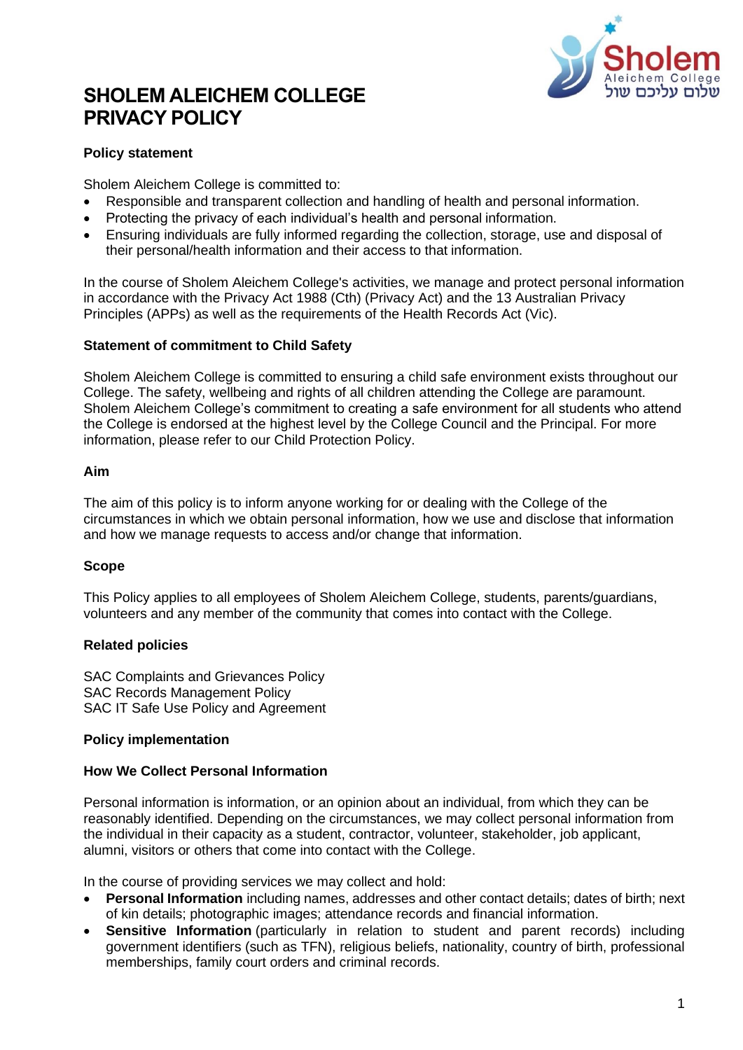# SHOLEM ALEICHEM COLLEGE PRIVACY POLICY

### Policy statement

Sholem Aleichem College is committed to:

- Responsible and transparent collection and handling of health and personal information.
- Protecting the privacy of each individual's health and personal information.
- Ensuring individuals are fully informed regarding the collection, storage, use and disposal of their personal/health information and their access to that information.

In the course of Sholem Aleichem College's activities, we manage and protect personal information in accordance with the Privacy Act 1988 (Cth) (Privacy Act) and the 13 Australian Privacy Principles (APPs) as well as the requirements of the Health Records Act (Vic).

### Statement of commitment to Child Safety

Sholem Aleichem College is committed to ensuring a child safe environment exists throughout our College. The safety, wellbeing and rights of all children attending the College are paramount. Sholem Aleichem College's commitment to creating a safe environment for all students who attend the College is endorsed at the highest level by the College Council and the Principal. For more information, please refer to our Child Protection Policy.

### Aim

The aim of this policy is to inform anyone working for or dealing with the College of the circumstances in which we obtain personal information, how we use and disclose that information and how we manage requests to access and/or change that information.

### Scope

This Policy applies to all employees of Sholem Aleichem College, students, parents/guardians, volunteers and any member of the community that comes into contact with the College.

### Related policies

SAC Complaints and Grievances Policy
SAC Records Management Policy
SAC IT Safe Use Policy and Agreement

### Policy implementation

### How We Collect Personal Information

Personal information is information, or an opinion about an individual, from which they can be reasonably identified. Depending on the circumstances, we may collect personal information from the individual in their capacity as a student, contractor, volunteer, stakeholder, job applicant, alumni, visitors or others that come into contact with the College.

In the course of providing services we may collect and hold:

- **Personal Information** including names, addresses and other contact details; dates of birth; next of kin details; photographic images; attendance records and financial information.
- **Sensitive Information** (particularly in relation to student and parent records) including government identifiers (such as TFN), religious beliefs, nationality, country of birth, professional memberships, family court orders and criminal records.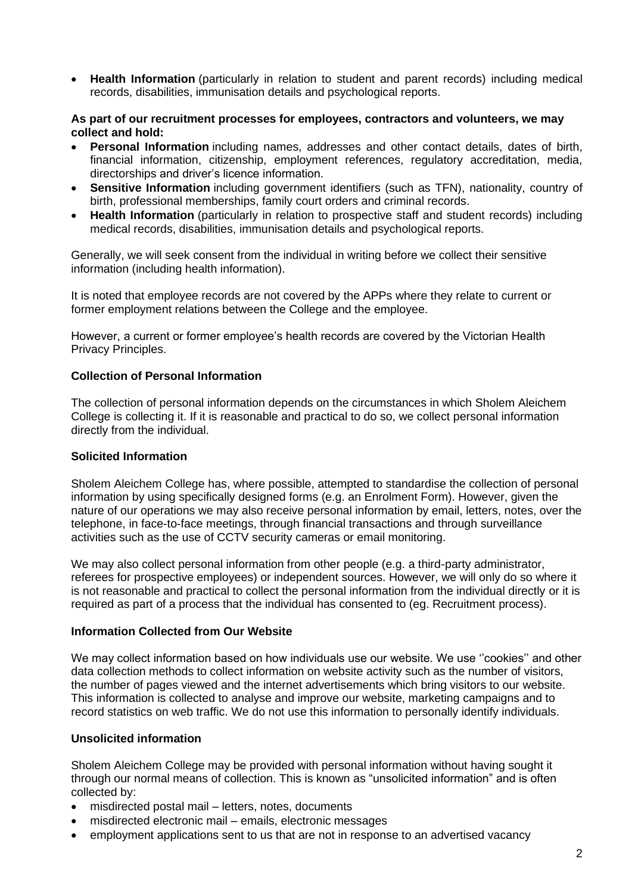- **Health Information** (particularly in relation to student and parent records) including medical records, disabilities, immunisation details and psychological reports.

**As part of our recruitment processes for employees, contractors and volunteers, we may collect and hold:**

- **Personal Information** including names, addresses and other contact details, dates of birth, financial information, citizenship, employment references, regulatory accreditation, media, directorships and driver's licence information.
- **Sensitive Information** including government identifiers (such as TFN), nationality, country of birth, professional memberships, family court orders and criminal records.
- **Health Information** (particularly in relation to prospective staff and student records) including medical records, disabilities, immunisation details and psychological reports.

Generally, we will seek consent from the individual in writing before we collect their sensitive information (including health information).

It is noted that employee records are not covered by the APPs where they relate to current or former employment relations between the College and the employee.

However, a current or former employee's health records are covered by the Victorian Health Privacy Principles.

### Collection of Personal Information

The collection of personal information depends on the circumstances in which Sholem Aleichem College is collecting it. If it is reasonable and practical to do so, we collect personal information directly from the individual.

### Solicited Information

Sholem Aleichem College has, where possible, attempted to standardise the collection of personal information by using specifically designed forms (e.g. an Enrolment Form). However, given the nature of our operations we may also receive personal information by email, letters, notes, over the telephone, in face-to-face meetings, through financial transactions and through surveillance activities such as the use of CCTV security cameras or email monitoring.

We may also collect personal information from other people (e.g. a third-party administrator, referees for prospective employees) or independent sources. However, we will only do so where it is not reasonable and practical to collect the personal information from the individual directly or it is required as part of a process that the individual has consented to (eg. Recruitment process).

### Information Collected from Our Website

We may collect information based on how individuals use our website. We use ''cookies'' and other data collection methods to collect information on website activity such as the number of visitors, the number of pages viewed and the internet advertisements which bring visitors to our website. This information is collected to analyse and improve our website, marketing campaigns and to record statistics on web traffic. We do not use this information to personally identify individuals.

### Unsolicited information

Sholem Aleichem College may be provided with personal information without having sought it through our normal means of collection. This is known as "unsolicited information" and is often collected by:

- misdirected postal mail – letters, notes, documents
- misdirected electronic mail – emails, electronic messages
- employment applications sent to us that are not in response to an advertised vacancy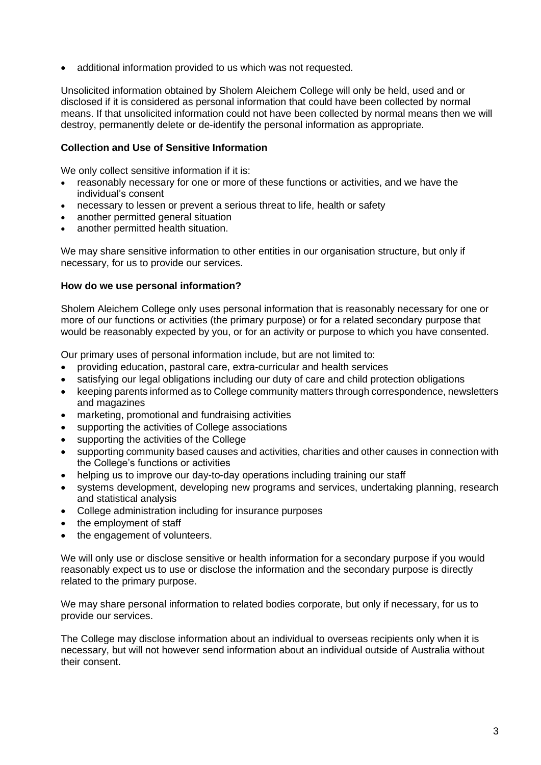- additional information provided to us which was not requested.

Unsolicited information obtained by Sholem Aleichem College will only be held, used and or disclosed if it is considered as personal information that could have been collected by normal means. If that unsolicited information could not have been collected by normal means then we will destroy, permanently delete or de-identify the personal information as appropriate.

**Collection and Use of Sensitive Information**

We only collect sensitive information if it is:

- reasonably necessary for one or more of these functions or activities, and we have the individual's consent
- necessary to lessen or prevent a serious threat to life, health or safety
- another permitted general situation
- another permitted health situation.

We may share sensitive information to other entities in our organisation structure, but only if necessary, for us to provide our services.

**How do we use personal information?**

Sholem Aleichem College only uses personal information that is reasonably necessary for one or more of our functions or activities (the primary purpose) or for a related secondary purpose that would be reasonably expected by you, or for an activity or purpose to which you have consented.

Our primary uses of personal information include, but are not limited to:

- providing education, pastoral care, extra-curricular and health services
- satisfying our legal obligations including our duty of care and child protection obligations
- keeping parents informed as to College community matters through correspondence, newsletters and magazines
- marketing, promotional and fundraising activities
- supporting the activities of College associations
- supporting the activities of the College
- supporting community based causes and activities, charities and other causes in connection with the College's functions or activities
- helping us to improve our day-to-day operations including training our staff
- systems development, developing new programs and services, undertaking planning, research and statistical analysis
- College administration including for insurance purposes
- the employment of staff
- the engagement of volunteers.

We will only use or disclose sensitive or health information for a secondary purpose if you would reasonably expect us to use or disclose the information and the secondary purpose is directly related to the primary purpose.

We may share personal information to related bodies corporate, but only if necessary, for us to provide our services.

The College may disclose information about an individual to overseas recipients only when it is necessary, but will not however send information about an individual outside of Australia without their consent.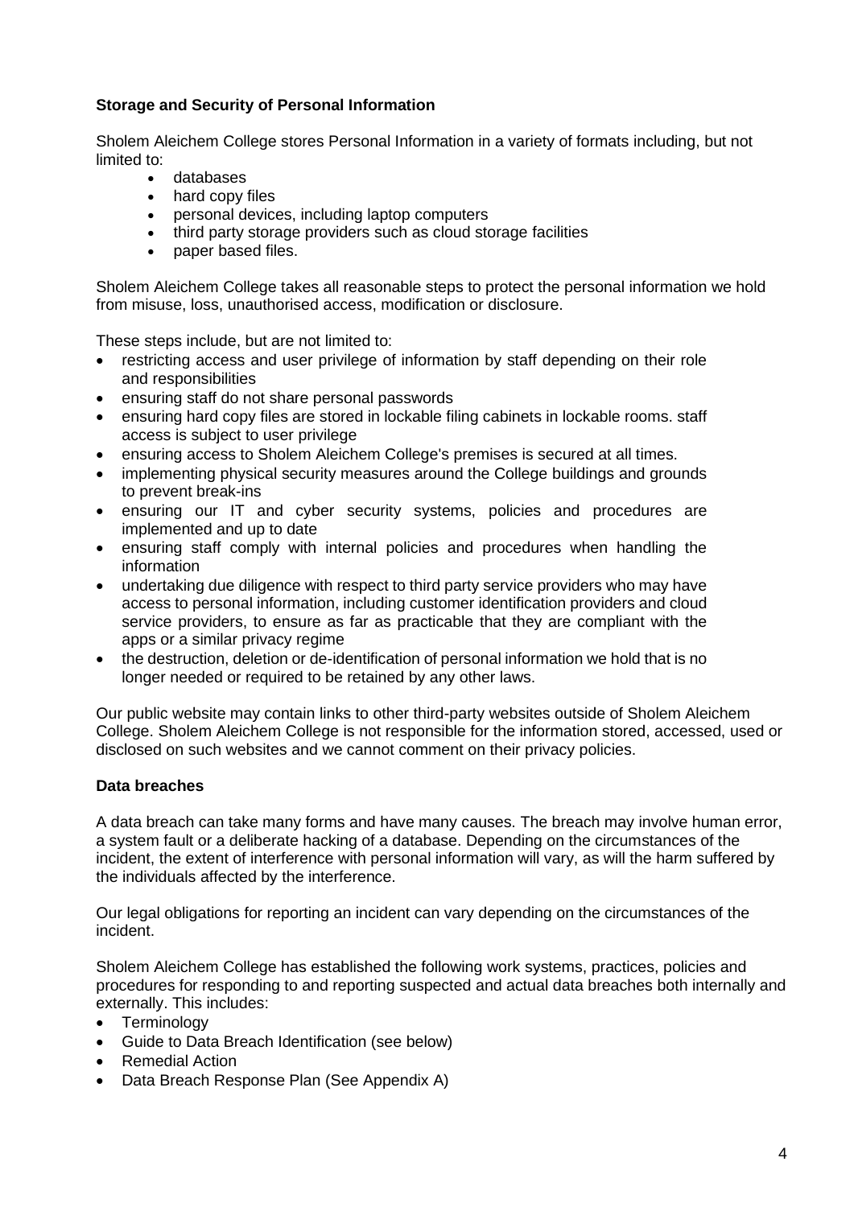**Storage and Security of Personal Information**

Sholem Aleichem College stores Personal Information in a variety of formats including, but not limited to:

- databases
- hard copy files
- personal devices, including laptop computers
- third party storage providers such as cloud storage facilities
- paper based files.

Sholem Aleichem College takes all reasonable steps to protect the personal information we hold from misuse, loss, unauthorised access, modification or disclosure.

These steps include, but are not limited to:

- restricting access and user privilege of information by staff depending on their role and responsibilities
- ensuring staff do not share personal passwords
- ensuring hard copy files are stored in lockable filing cabinets in lockable rooms. staff access is subject to user privilege
- ensuring access to Sholem Aleichem College's premises is secured at all times.
- implementing physical security measures around the College buildings and grounds to prevent break-ins
- ensuring our IT and cyber security systems, policies and procedures are implemented and up to date
- ensuring staff comply with internal policies and procedures when handling the information
- undertaking due diligence with respect to third party service providers who may have access to personal information, including customer identification providers and cloud service providers, to ensure as far as practicable that they are compliant with the apps or a similar privacy regime
- the destruction, deletion or de-identification of personal information we hold that is no longer needed or required to be retained by any other laws.

Our public website may contain links to other third-party websites outside of Sholem Aleichem College. Sholem Aleichem College is not responsible for the information stored, accessed, used or disclosed on such websites and we cannot comment on their privacy policies.

**Data breaches**

A data breach can take many forms and have many causes. The breach may involve human error, a system fault or a deliberate hacking of a database. Depending on the circumstances of the incident, the extent of interference with personal information will vary, as will the harm suffered by the individuals affected by the interference.

Our legal obligations for reporting an incident can vary depending on the circumstances of the incident.

Sholem Aleichem College has established the following work systems, practices, policies and procedures for responding to and reporting suspected and actual data breaches both internally and externally. This includes:

- Terminology
- Guide to Data Breach Identification (see below)
- Remedial Action
- Data Breach Response Plan (See Appendix A)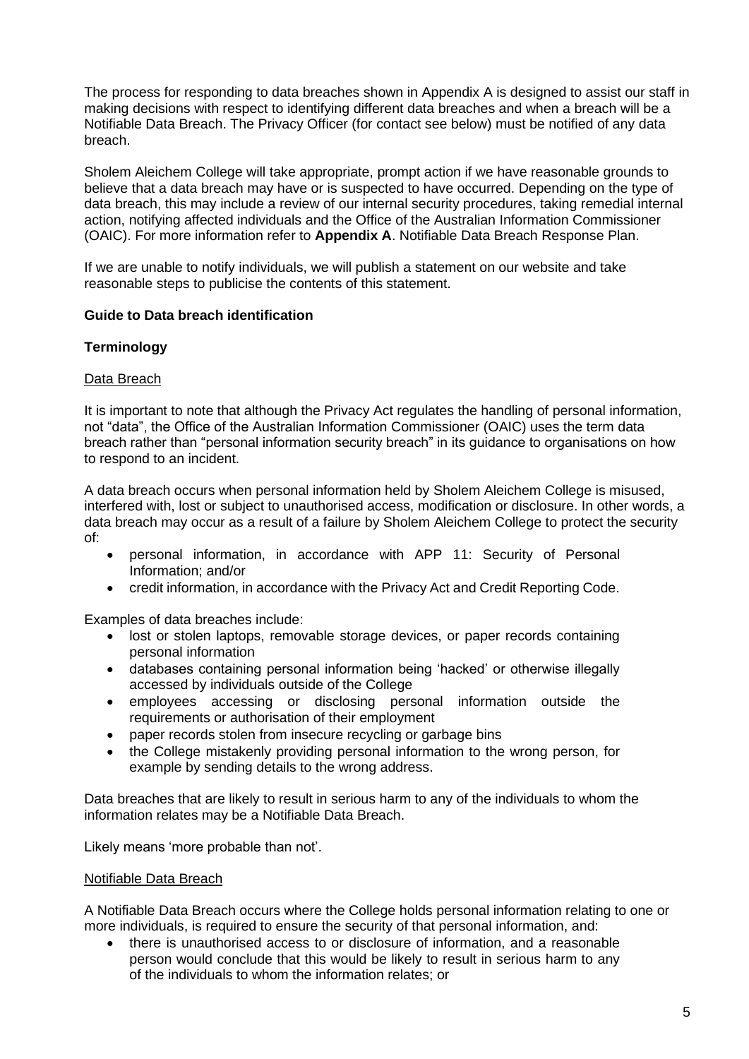The process for responding to data breaches shown in Appendix A is designed to assist our staff in making decisions with respect to identifying different data breaches and when a breach will be a Notifiable Data Breach. The Privacy Officer (for contact see below) must be notified of any data breach.

Sholem Aleichem College will take appropriate, prompt action if we have reasonable grounds to believe that a data breach may have or is suspected to have occurred. Depending on the type of data breach, this may include a review of our internal security procedures, taking remedial internal action, notifying affected individuals and the Office of the Australian Information Commissioner (OAIC). For more information refer to **Appendix A**. Notifiable Data Breach Response Plan.

If we are unable to notify individuals, we will publish a statement on our website and take reasonable steps to publicise the contents of this statement.

**Guide to Data breach identification**

**Terminology**

<u>Data Breach</u>

It is important to note that although the Privacy Act regulates the handling of personal information, not "data", the Office of the Australian Information Commissioner (OAIC) uses the term data breach rather than "personal information security breach" in its guidance to organisations on how to respond to an incident.

A data breach occurs when personal information held by Sholem Aleichem College is misused, interfered with, lost or subject to unauthorised access, modification or disclosure. In other words, a data breach may occur as a result of a failure by Sholem Aleichem College to protect the security of:

- personal information, in accordance with APP 11: Security of Personal Information; and/or
- credit information, in accordance with the Privacy Act and Credit Reporting Code.

Examples of data breaches include:

- lost or stolen laptops, removable storage devices, or paper records containing personal information
- databases containing personal information being 'hacked' or otherwise illegally accessed by individuals outside of the College
- employees accessing or disclosing personal information outside the requirements or authorisation of their employment
- paper records stolen from insecure recycling or garbage bins
- the College mistakenly providing personal information to the wrong person, for example by sending details to the wrong address.

Data breaches that are likely to result in serious harm to any of the individuals to whom the information relates may be a Notifiable Data Breach.

Likely means 'more probable than not'.

<u>Notifiable Data Breach</u>

A Notifiable Data Breach occurs where the College holds personal information relating to one or more individuals, is required to ensure the security of that personal information, and:

- there is unauthorised access to or disclosure of information, and a reasonable person would conclude that this would be likely to result in serious harm to any of the individuals to whom the information relates; or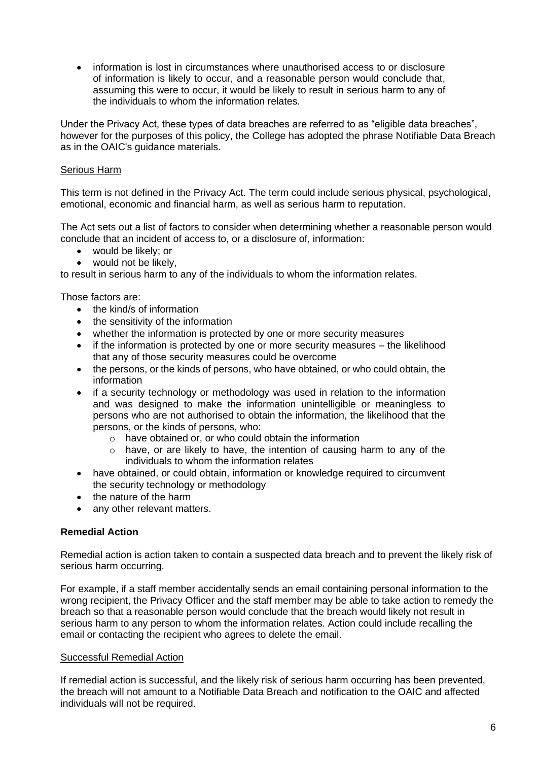- information is lost in circumstances where unauthorised access to or disclosure of information is likely to occur, and a reasonable person would conclude that, assuming this were to occur, it would be likely to result in serious harm to any of the individuals to whom the information relates.

Under the Privacy Act, these types of data breaches are referred to as "eligible data breaches", however for the purposes of this policy, the College has adopted the phrase Notifiable Data Breach as in the OAIC's guidance materials.

<u>Serious Harm</u>

This term is not defined in the Privacy Act. The term could include serious physical, psychological, emotional, economic and financial harm, as well as serious harm to reputation.

The Act sets out a list of factors to consider when determining whether a reasonable person would conclude that an incident of access to, or a disclosure of, information:

- would be likely; or
- would not be likely,

to result in serious harm to any of the individuals to whom the information relates.

Those factors are:

- the kind/s of information
- the sensitivity of the information
- whether the information is protected by one or more security measures
- if the information is protected by one or more security measures – the likelihood that any of those security measures could be overcome
- the persons, or the kinds of persons, who have obtained, or who could obtain, the information
- if a security technology or methodology was used in relation to the information and was designed to make the information unintelligible or meaningless to persons who are not authorised to obtain the information, the likelihood that the persons, or the kinds of persons, who:
    - have obtained or, or who could obtain the information
    - have, or are likely to have, the intention of causing harm to any of the individuals to whom the information relates
- have obtained, or could obtain, information or knowledge required to circumvent the security technology or methodology
- the nature of the harm
- any other relevant matters.

**Remedial Action**

Remedial action is action taken to contain a suspected data breach and to prevent the likely risk of serious harm occurring.

For example, if a staff member accidentally sends an email containing personal information to the wrong recipient, the Privacy Officer and the staff member may be able to take action to remedy the breach so that a reasonable person would conclude that the breach would likely not result in serious harm to any person to whom the information relates. Action could include recalling the email or contacting the recipient who agrees to delete the email.

<u>Successful Remedial Action</u>

If remedial action is successful, and the likely risk of serious harm occurring has been prevented, the breach will not amount to a Notifiable Data Breach and notification to the OAIC and affected individuals will not be required.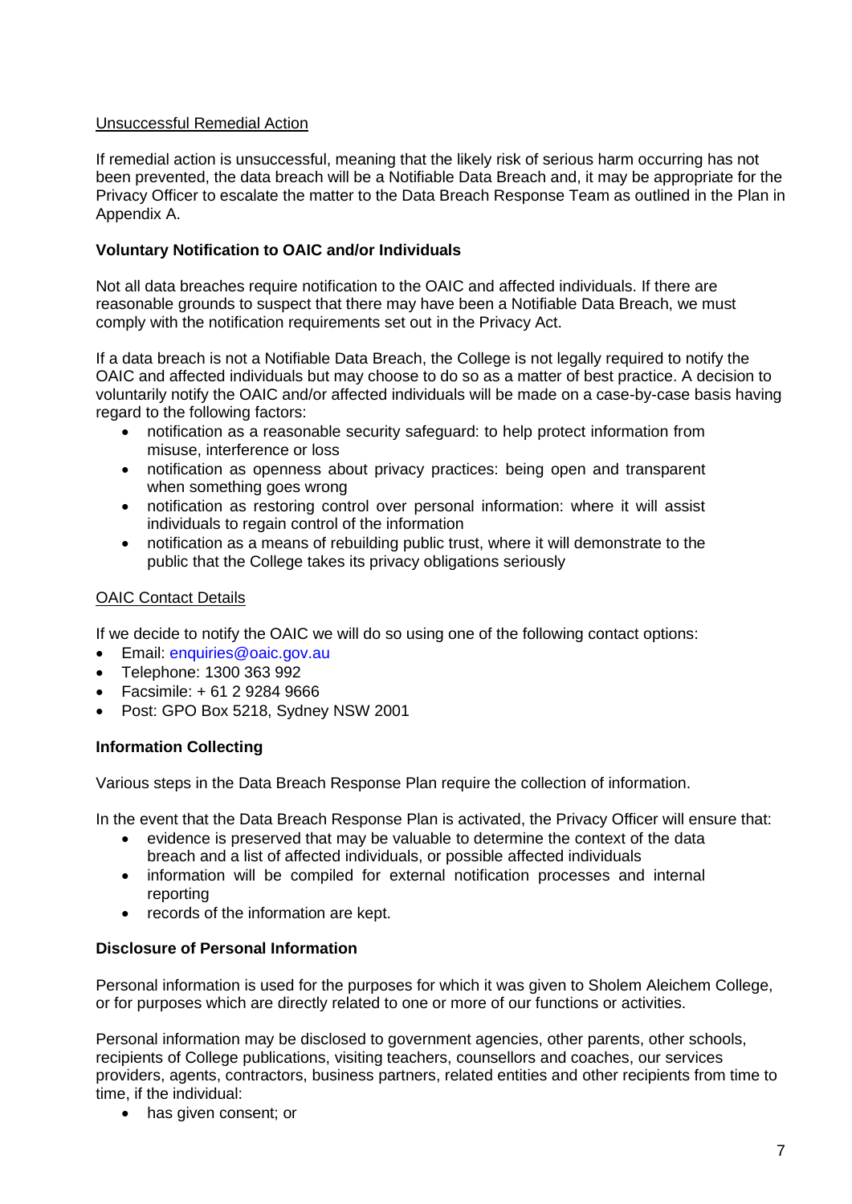Unsuccessful Remedial Action

If remedial action is unsuccessful, meaning that the likely risk of serious harm occurring has not been prevented, the data breach will be a Notifiable Data Breach and, it may be appropriate for the Privacy Officer to escalate the matter to the Data Breach Response Team as outlined in the Plan in Appendix A.

**Voluntary Notification to OAIC and/or Individuals**

Not all data breaches require notification to the OAIC and affected individuals. If there are reasonable grounds to suspect that there may have been a Notifiable Data Breach, we must comply with the notification requirements set out in the Privacy Act.

If a data breach is not a Notifiable Data Breach, the College is not legally required to notify the OAIC and affected individuals but may choose to do so as a matter of best practice. A decision to voluntarily notify the OAIC and/or affected individuals will be made on a case-by-case basis having regard to the following factors:

- notification as a reasonable security safeguard: to help protect information from misuse, interference or loss
- notification as openness about privacy practices: being open and transparent when something goes wrong
- notification as restoring control over personal information: where it will assist individuals to regain control of the information
- notification as a means of rebuilding public trust, where it will demonstrate to the public that the College takes its privacy obligations seriously

OAIC Contact Details

If we decide to notify the OAIC we will do so using one of the following contact options:

- Email: enquiries@oaic.gov.au
- Telephone: 1300 363 992
- Facsimile: + 61 2 9284 9666
- Post: GPO Box 5218, Sydney NSW 2001

**Information Collecting**

Various steps in the Data Breach Response Plan require the collection of information.

In the event that the Data Breach Response Plan is activated, the Privacy Officer will ensure that:

- evidence is preserved that may be valuable to determine the context of the data breach and a list of affected individuals, or possible affected individuals
- information will be compiled for external notification processes and internal reporting
- records of the information are kept.

**Disclosure of Personal Information**

Personal information is used for the purposes for which it was given to Sholem Aleichem College, or for purposes which are directly related to one or more of our functions or activities.

Personal information may be disclosed to government agencies, other parents, other schools, recipients of College publications, visiting teachers, counsellors and coaches, our services providers, agents, contractors, business partners, related entities and other recipients from time to time, if the individual:

- has given consent; or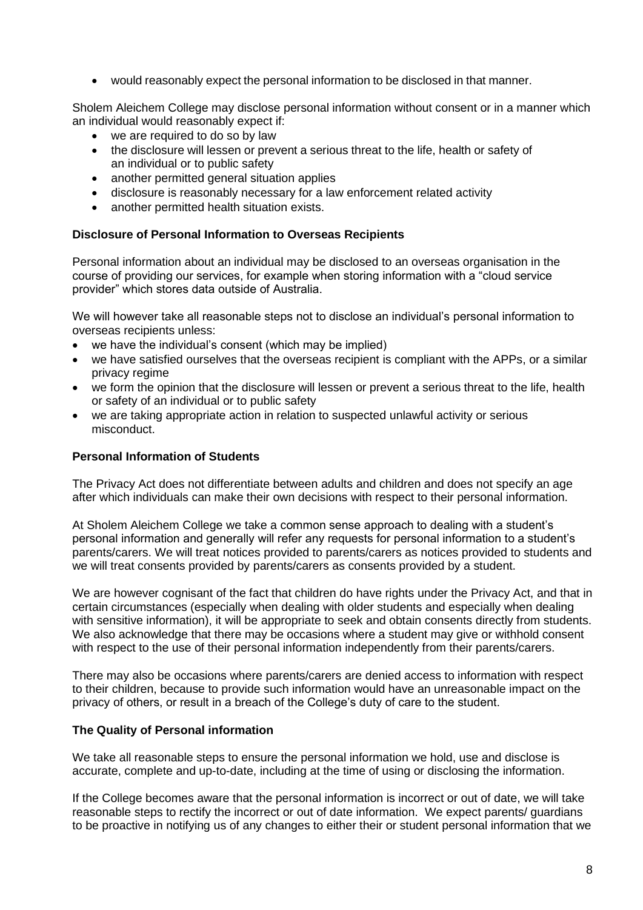- would reasonably expect the personal information to be disclosed in that manner.

Sholem Aleichem College may disclose personal information without consent or in a manner which an individual would reasonably expect if:

- we are required to do so by law
- the disclosure will lessen or prevent a serious threat to the life, health or safety of an individual or to public safety
- another permitted general situation applies
- disclosure is reasonably necessary for a law enforcement related activity
- another permitted health situation exists.

**Disclosure of Personal Information to Overseas Recipients**

Personal information about an individual may be disclosed to an overseas organisation in the course of providing our services, for example when storing information with a "cloud service provider" which stores data outside of Australia.

We will however take all reasonable steps not to disclose an individual's personal information to overseas recipients unless:

- we have the individual's consent (which may be implied)
- we have satisfied ourselves that the overseas recipient is compliant with the APPs, or a similar privacy regime
- we form the opinion that the disclosure will lessen or prevent a serious threat to the life, health or safety of an individual or to public safety
- we are taking appropriate action in relation to suspected unlawful activity or serious misconduct.

**Personal Information of Students**

The Privacy Act does not differentiate between adults and children and does not specify an age after which individuals can make their own decisions with respect to their personal information.

At Sholem Aleichem College we take a common sense approach to dealing with a student's personal information and generally will refer any requests for personal information to a student's parents/carers. We will treat notices provided to parents/carers as notices provided to students and we will treat consents provided by parents/carers as consents provided by a student.

We are however cognisant of the fact that children do have rights under the Privacy Act, and that in certain circumstances (especially when dealing with older students and especially when dealing with sensitive information), it will be appropriate to seek and obtain consents directly from students. We also acknowledge that there may be occasions where a student may give or withhold consent with respect to the use of their personal information independently from their parents/carers.

There may also be occasions where parents/carers are denied access to information with respect to their children, because to provide such information would have an unreasonable impact on the privacy of others, or result in a breach of the College's duty of care to the student.

**The Quality of Personal information**

We take all reasonable steps to ensure the personal information we hold, use and disclose is accurate, complete and up-to-date, including at the time of using or disclosing the information.

If the College becomes aware that the personal information is incorrect or out of date, we will take reasonable steps to rectify the incorrect or out of date information. We expect parents/ guardians to be proactive in notifying us of any changes to either their or student personal information that we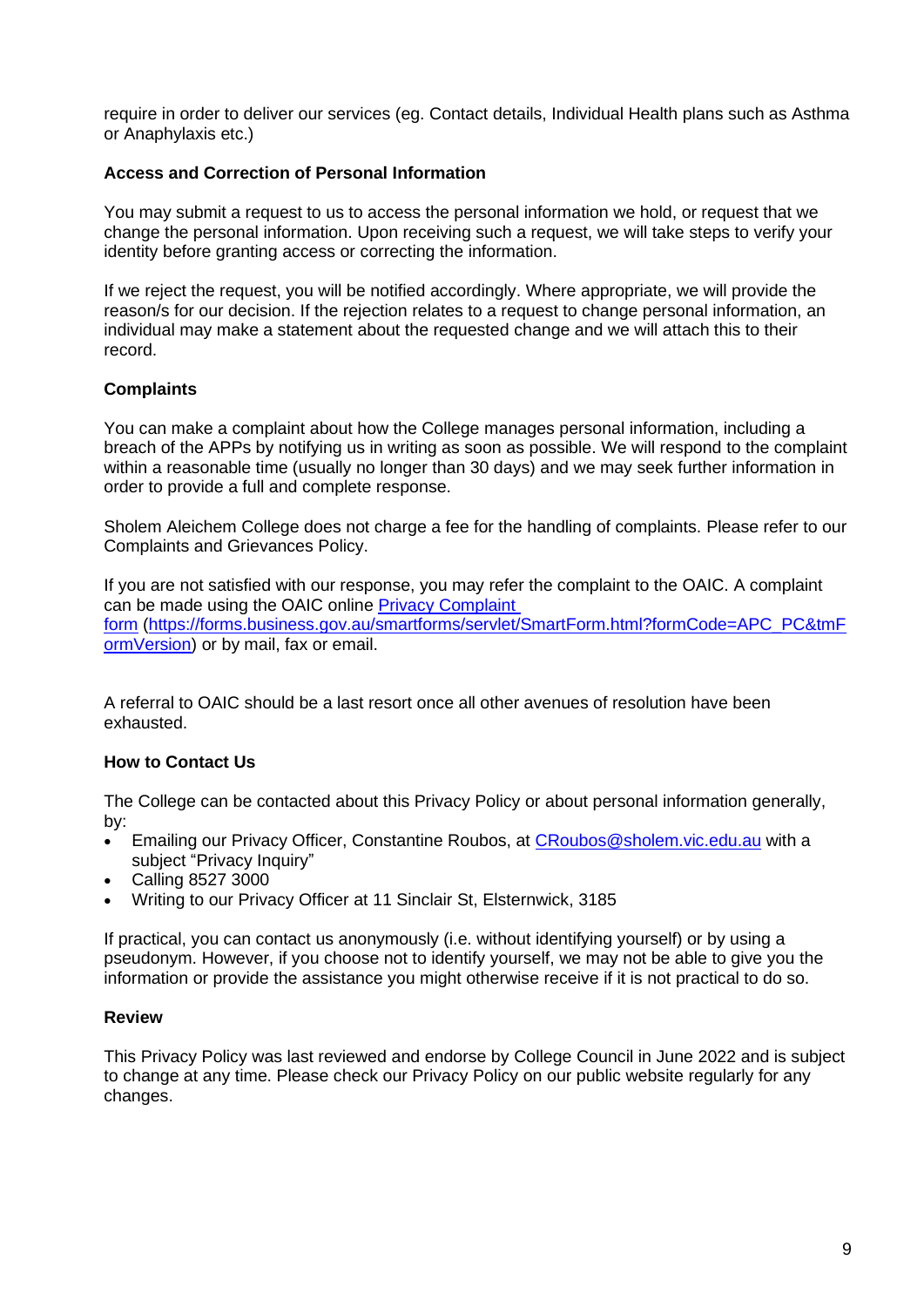require in order to deliver our services (eg. Contact details, Individual Health plans such as Asthma or Anaphylaxis etc.)

**Access and Correction of Personal Information**

You may submit a request to us to access the personal information we hold, or request that we change the personal information. Upon receiving such a request, we will take steps to verify your identity before granting access or correcting the information.

If we reject the request, you will be notified accordingly. Where appropriate, we will provide the reason/s for our decision. If the rejection relates to a request to change personal information, an individual may make a statement about the requested change and we will attach this to their record.

**Complaints**

You can make a complaint about how the College manages personal information, including a breach of the APPs by notifying us in writing as soon as possible. We will respond to the complaint within a reasonable time (usually no longer than 30 days) and we may seek further information in order to provide a full and complete response.

Sholem Aleichem College does not charge a fee for the handling of complaints. Please refer to our Complaints and Grievances Policy.

If you are not satisfied with our response, you may refer the complaint to the OAIC. A complaint can be made using the OAIC online [Privacy Complaint form](https://forms.business.gov.au/smartforms/servlet/SmartForm.html?formCode=APC_PC&tmFormVersion) (https://forms.business.gov.au/smartforms/servlet/SmartForm.html?formCode=APC_PC&tmFormVersion) or by mail, fax or email.

A referral to OAIC should be a last resort once all other avenues of resolution have been exhausted.

**How to Contact Us**

The College can be contacted about this Privacy Policy or about personal information generally, by:

- Emailing our Privacy Officer, Constantine Roubos, at CRoubos@sholem.vic.edu.au with a subject "Privacy Inquiry"
- Calling 8527 3000
- Writing to our Privacy Officer at 11 Sinclair St, Elsternwick, 3185

If practical, you can contact us anonymously (i.e. without identifying yourself) or by using a pseudonym. However, if you choose not to identify yourself, we may not be able to give you the information or provide the assistance you might otherwise receive if it is not practical to do so.

**Review**

This Privacy Policy was last reviewed and endorse by College Council in June 2022 and is subject to change at any time. Please check our Privacy Policy on our public website regularly for any changes.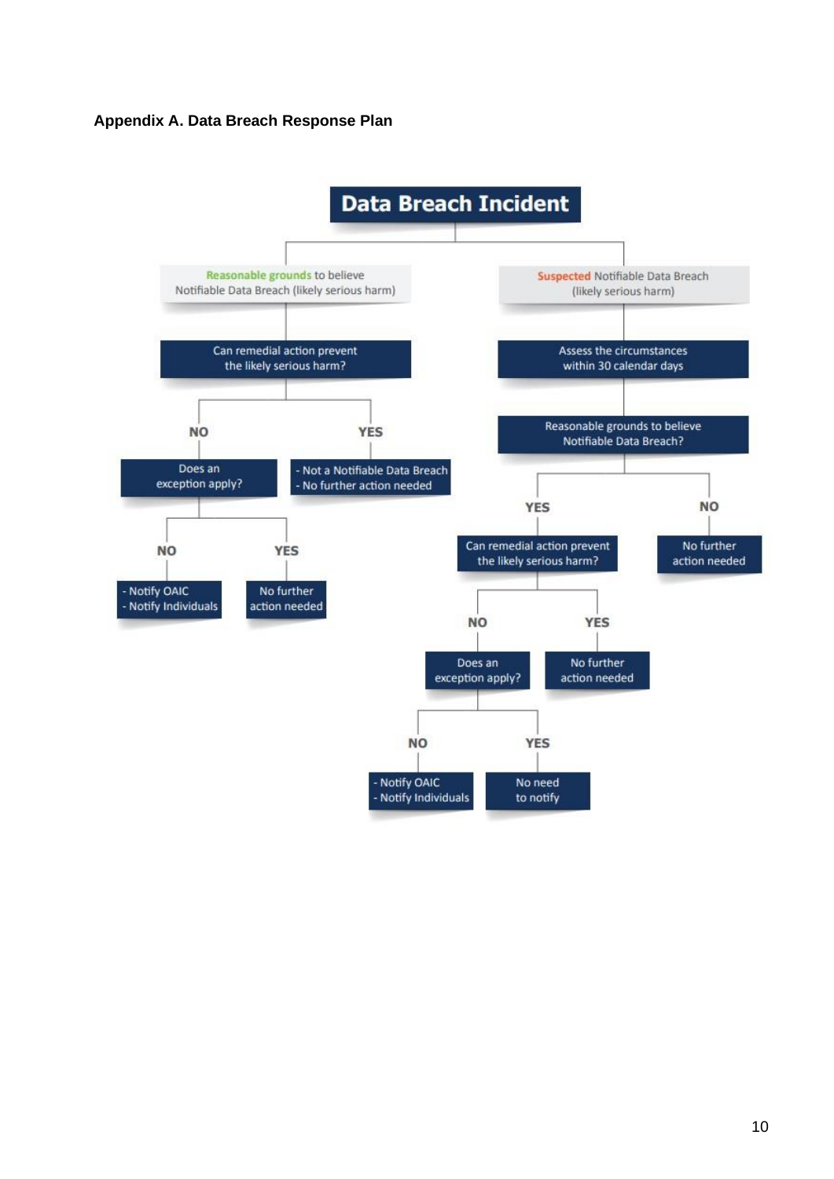**Appendix A. Data Breach Response Plan**

Data Breach Incident

Reasonable grounds to believe Notifiable Data Breach (likely serious harm)

Can remedial action prevent the likely serious harm?

NO

Does an exception apply?

NO

- Notify OAIC
- Notify Individuals

YES

No further action needed

YES

- Not a Notifiable Data Breach
- No further action needed

Suspected Notifiable Data Breach (likely serious harm)

Assess the circumstances within 30 calendar days

Reasonable grounds to believe Notifiable Data Breach?

YES

Can remedial action prevent the likely serious harm?

NO

Does an exception apply?

NO

- Notify OAIC
- Notify Individuals

YES

No need to notify

YES

No further action needed

NO

No further action needed